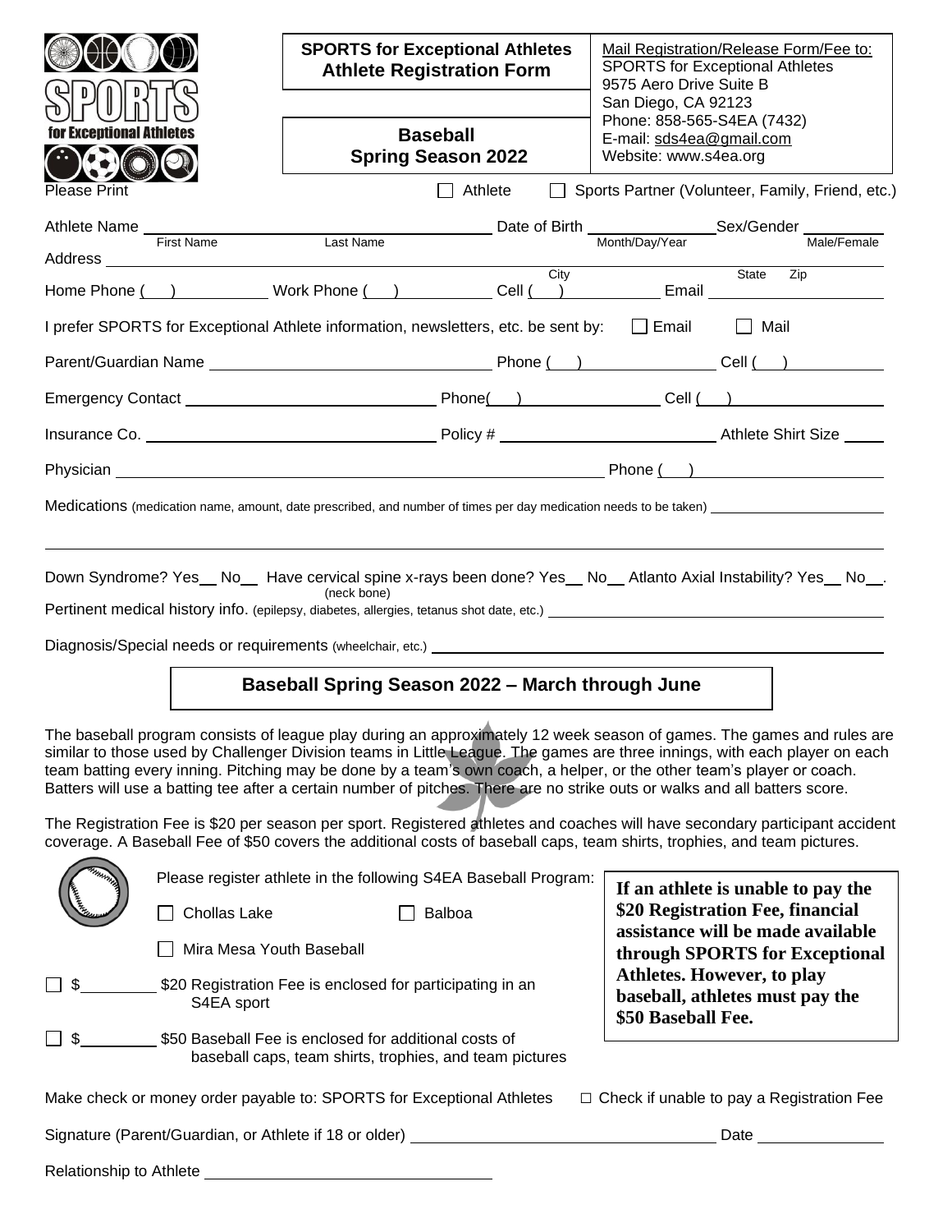**SPORTS for Exceptional Athletes Athlete Registration Form**

**Baseball Spring Season 2022**

Mail Registration/Release Form/Fee to:
SPORTS for Exceptional Athletes
9575 Aero Drive Suite B
San Diego, CA 92123
Phone: 858-565-S4EA (7432)
E-mail: sds4ea@gmail.com
Website: www.s4ea.org

Please Print

☐ Athlete ☐ Sports Partner (Volunteer, Family, Friend, etc.)

Athlete Name ______________ ______________ Date of Birth ______________ Sex/Gender ________
First Name Last Name Month/Day/Year Male/Female

Address ________________________________________________
City State Zip

Home Phone ( ) __________ Work Phone ( ) __________ Cell ( ) __________ Email __________

I prefer SPORTS for Exceptional Athlete information, newsletters, etc. be sent by: ☐ Email ☐ Mail

Parent/Guardian Name ______________________ Phone ( ) __________ Cell ( ) __________

Emergency Contact ______________________ Phone( ) __________ Cell ( ) __________

Insurance Co. ______________________ Policy # ______________ Athlete Shirt Size ____

Physician ________________________________________ Phone ( ) __________

Medications (medication name, amount, date prescribed, and number of times per day medication needs to be taken) ________________

Down Syndrome? Yes__ No__ Have cervical spine x-rays been done? Yes__ No__ Atlanto Axial Instability? Yes__ No__.
(neck bone)

Pertinent medical history info. (epilepsy, diabetes, allergies, tetanus shot date, etc.) ________________

Diagnosis/Special needs or requirements (wheelchair, etc.) ________________

## Baseball Spring Season 2022 – March through June

The baseball program consists of league play during an approximately 12 week season of games. The games and rules are similar to those used by Challenger Division teams in Little League. The games are three innings, with each player on each team batting every inning. Pitching may be done by a team's own coach, a helper, or the other team's player or coach. Batters will use a batting tee after a certain number of pitches. There are no strike outs or walks and all batters score.

The Registration Fee is $20 per season per sport. Registered athletes and coaches will have secondary participant accident coverage. A Baseball Fee of $50 covers the additional costs of baseball caps, team shirts, trophies, and team pictures.

Please register athlete in the following S4EA Baseball Program:

☐ Chollas Lake ☐ Balboa

☐ Mira Mesa Youth Baseball

☐ $________ $20 Registration Fee is enclosed for participating in an S4EA sport

☐ $________ $50 Baseball Fee is enclosed for additional costs of baseball caps, team shirts, trophies, and team pictures

**If an athlete is unable to pay the $20 Registration Fee, financial assistance will be made available through SPORTS for Exceptional Athletes. However, to play baseball, athletes must pay the $50 Baseball Fee.**

Make check or money order payable to: SPORTS for Exceptional Athletes ☐ Check if unable to pay a Registration Fee

Signature (Parent/Guardian, or Athlete if 18 or older) ______________________ Date __________

Relationship to Athlete ______________________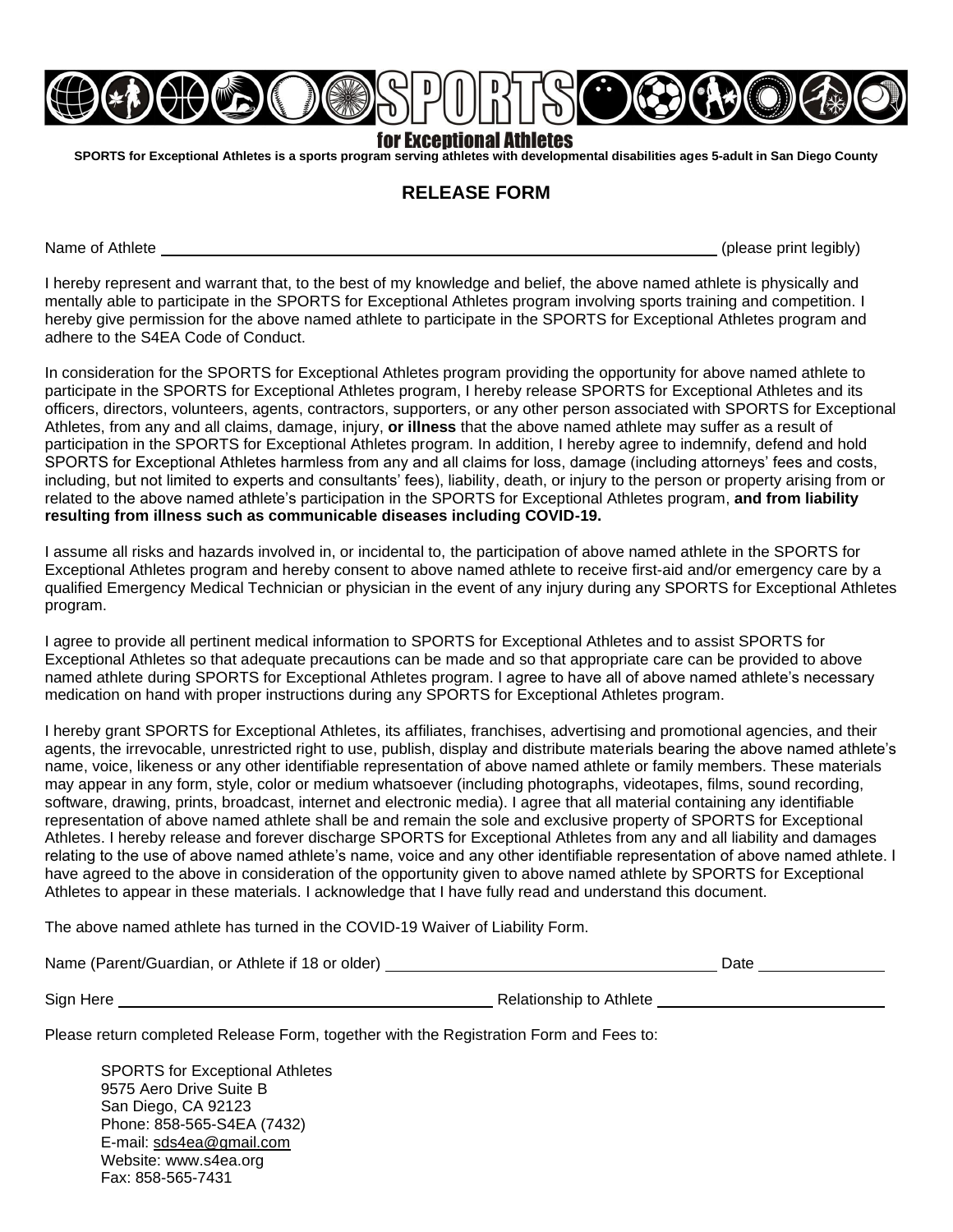**SPORTS for Exceptional Athletes**

**SPORTS for Exceptional Athletes is a sports program serving athletes with developmental disabilities ages 5-adult in San Diego County**

## RELEASE FORM

Name of Athlete ____________________________________________ (please print legibly)

I hereby represent and warrant that, to the best of my knowledge and belief, the above named athlete is physically and mentally able to participate in the SPORTS for Exceptional Athletes program involving sports training and competition. I hereby give permission for the above named athlete to participate in the SPORTS for Exceptional Athletes program and adhere to the S4EA Code of Conduct.

In consideration for the SPORTS for Exceptional Athletes program providing the opportunity for above named athlete to participate in the SPORTS for Exceptional Athletes program, I hereby release SPORTS for Exceptional Athletes and its officers, directors, volunteers, agents, contractors, supporters, or any other person associated with SPORTS for Exceptional Athletes, from any and all claims, damage, injury, **or illness** that the above named athlete may suffer as a result of participation in the SPORTS for Exceptional Athletes program. In addition, I hereby agree to indemnify, defend and hold SPORTS for Exceptional Athletes harmless from any and all claims for loss, damage (including attorneys' fees and costs, including, but not limited to experts and consultants' fees), liability, death, or injury to the person or property arising from or related to the above named athlete's participation in the SPORTS for Exceptional Athletes program, **and from liability resulting from illness such as communicable diseases including COVID-19.**

I assume all risks and hazards involved in, or incidental to, the participation of above named athlete in the SPORTS for Exceptional Athletes program and hereby consent to above named athlete to receive first-aid and/or emergency care by a qualified Emergency Medical Technician or physician in the event of any injury during any SPORTS for Exceptional Athletes program.

I agree to provide all pertinent medical information to SPORTS for Exceptional Athletes and to assist SPORTS for Exceptional Athletes so that adequate precautions can be made and so that appropriate care can be provided to above named athlete during SPORTS for Exceptional Athletes program. I agree to have all of above named athlete's necessary medication on hand with proper instructions during any SPORTS for Exceptional Athletes program.

I hereby grant SPORTS for Exceptional Athletes, its affiliates, franchises, advertising and promotional agencies, and their agents, the irrevocable, unrestricted right to use, publish, display and distribute materials bearing the above named athlete's name, voice, likeness or any other identifiable representation of above named athlete or family members. These materials may appear in any form, style, color or medium whatsoever (including photographs, videotapes, films, sound recording, software, drawing, prints, broadcast, internet and electronic media). I agree that all material containing any identifiable representation of above named athlete shall be and remain the sole and exclusive property of SPORTS for Exceptional Athletes. I hereby release and forever discharge SPORTS for Exceptional Athletes from any and all liability and damages relating to the use of above named athlete's name, voice and any other identifiable representation of above named athlete. I have agreed to the above in consideration of the opportunity given to above named athlete by SPORTS for Exceptional Athletes to appear in these materials. I acknowledge that I have fully read and understand this document.

The above named athlete has turned in the COVID-19 Waiver of Liability Form.

Name (Parent/Guardian, or Athlete if 18 or older) ______________________________ Date ____________

Sign Here ____________________________________ Relationship to Athlete ______________________

Please return completed Release Form, together with the Registration Form and Fees to:

SPORTS for Exceptional Athletes
9575 Aero Drive Suite B
San Diego, CA 92123
Phone: 858-565-S4EA (7432)
E-mail: sds4ea@gmail.com
Website: www.s4ea.org
Fax: 858-565-7431